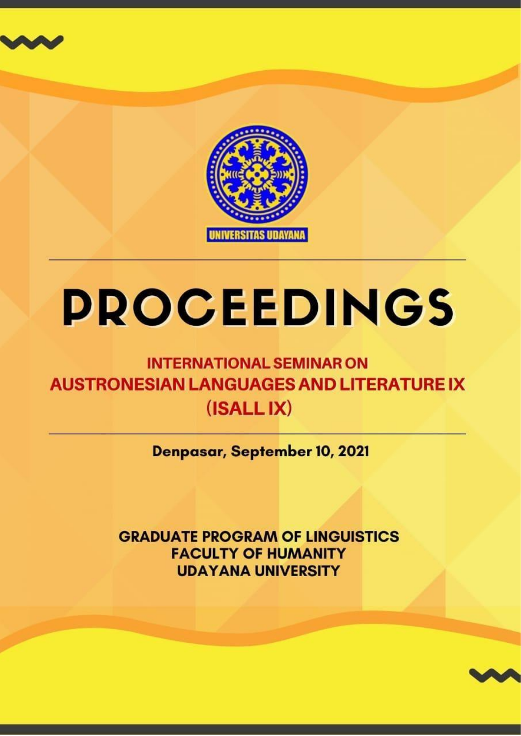UNIVERSITAS UDAYANA

# PROCEEDINGS

## INTERNATIONAL SEMINAR ON AUSTRONESIAN LANGUAGES AND LITERATURE IX (ISALL IX)

**Denpasar, September 10, 2021**

**GRADUATE PROGRAM OF LINGUISTICS**
**FACULTY OF HUMANITY**
**UDAYANA UNIVERSITY**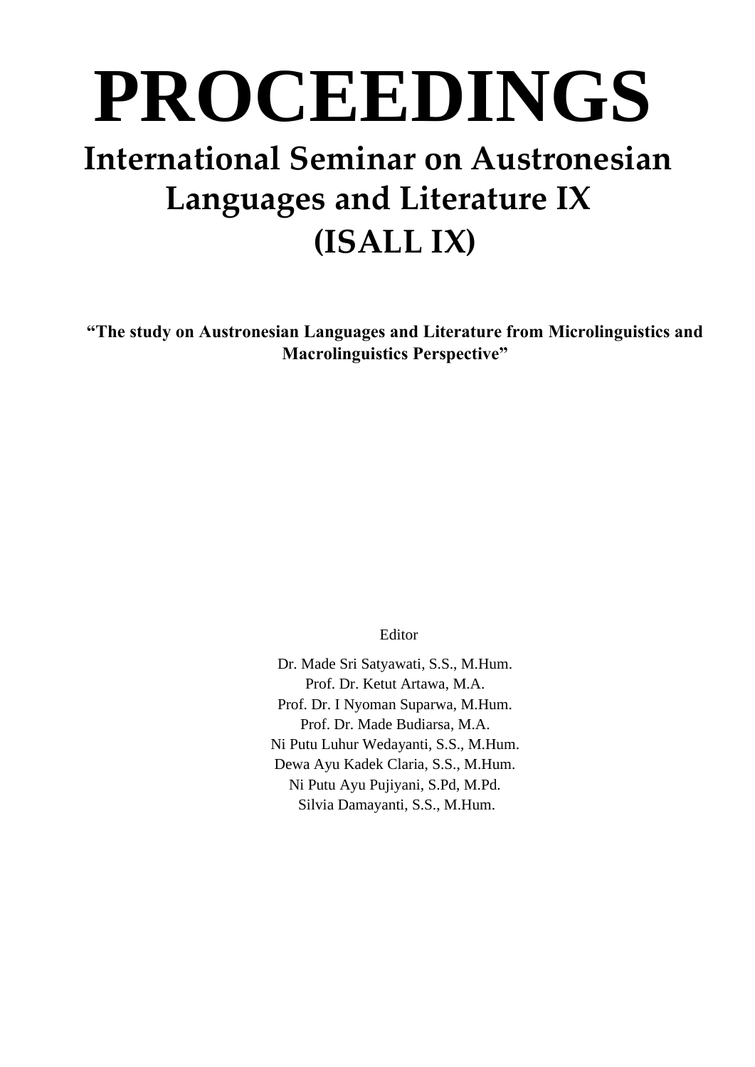# PROCEEDINGS

## International Seminar on Austronesian Languages and Literature IX (ISALL IX)

**"The study on Austronesian Languages and Literature from Microlinguistics and Macrolinguistics Perspective"**

Editor

Dr. Made Sri Satyawati, S.S., M.Hum.
Prof. Dr. Ketut Artawa, M.A.
Prof. Dr. I Nyoman Suparwa, M.Hum.
Prof. Dr. Made Budiarsa, M.A.
Ni Putu Luhur Wedayanti, S.S., M.Hum.
Dewa Ayu Kadek Claria, S.S., M.Hum.
Ni Putu Ayu Pujiyani, S.Pd, M.Pd.
Silvia Damayanti, S.S., M.Hum.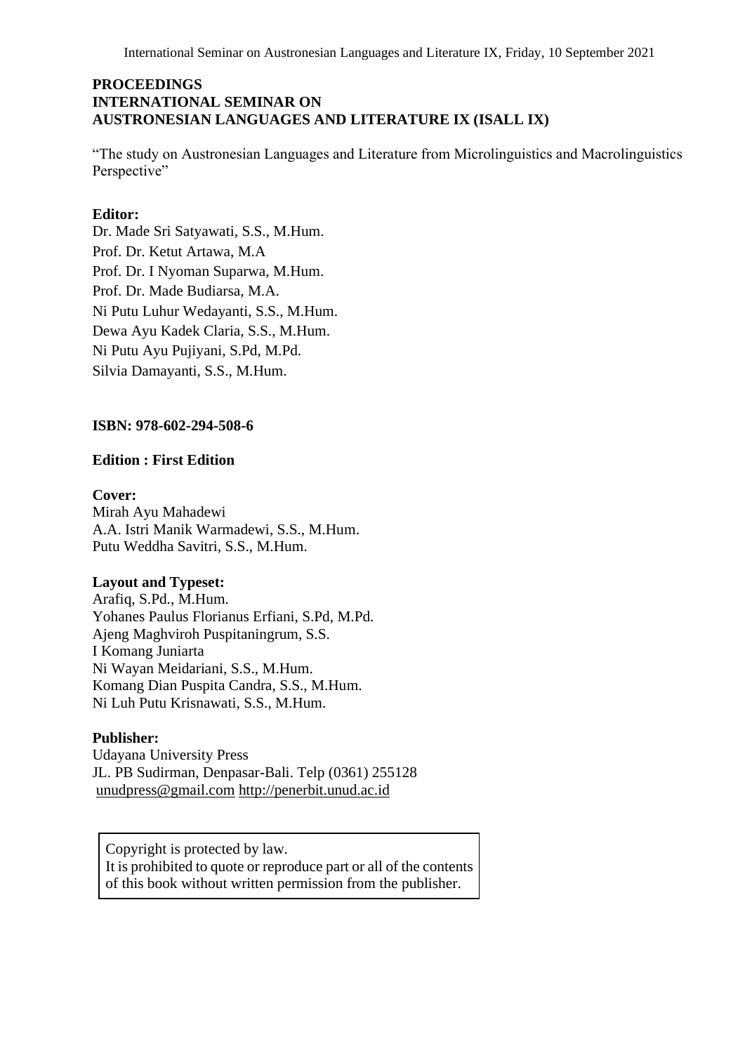**PROCEEDINGS**
**INTERNATIONAL SEMINAR ON**
**AUSTRONESIAN LANGUAGES AND LITERATURE IX (ISALL IX)**

"The study on Austronesian Languages and Literature from Microlinguistics and Macrolinguistics Perspective"

**Editor:**
Dr. Made Sri Satyawati, S.S., M.Hum.
Prof. Dr. Ketut Artawa, M.A
Prof. Dr. I Nyoman Suparwa, M.Hum.
Prof. Dr. Made Budiarsa, M.A.
Ni Putu Luhur Wedayanti, S.S., M.Hum.
Dewa Ayu Kadek Claria, S.S., M.Hum.
Ni Putu Ayu Pujiyani, S.Pd, M.Pd.
Silvia Damayanti, S.S., M.Hum.

**ISBN: 978-602-294-508-6**

**Edition : First Edition**

**Cover:**
Mirah Ayu Mahadewi
A.A. Istri Manik Warmadewi, S.S., M.Hum.
Putu Weddha Savitri, S.S., M.Hum.

**Layout and Typeset:**
Arafiq, S.Pd., M.Hum.
Yohanes Paulus Florianus Erfiani, S.Pd, M.Pd.
Ajeng Maghviroh Puspitaningrum, S.S.
I Komang Juniarta
Ni Wayan Meidariani, S.S., M.Hum.
Komang Dian Puspita Candra, S.S., M.Hum.
Ni Luh Putu Krisnawati, S.S., M.Hum.

**Publisher:**
Udayana University Press
JL. PB Sudirman, Denpasar-Bali. Telp (0361) 255128
unudpress@gmail.com http://penerbit.unud.ac.id

Copyright is protected by law.
It is prohibited to quote or reproduce part or all of the contents of this book without written permission from the publisher.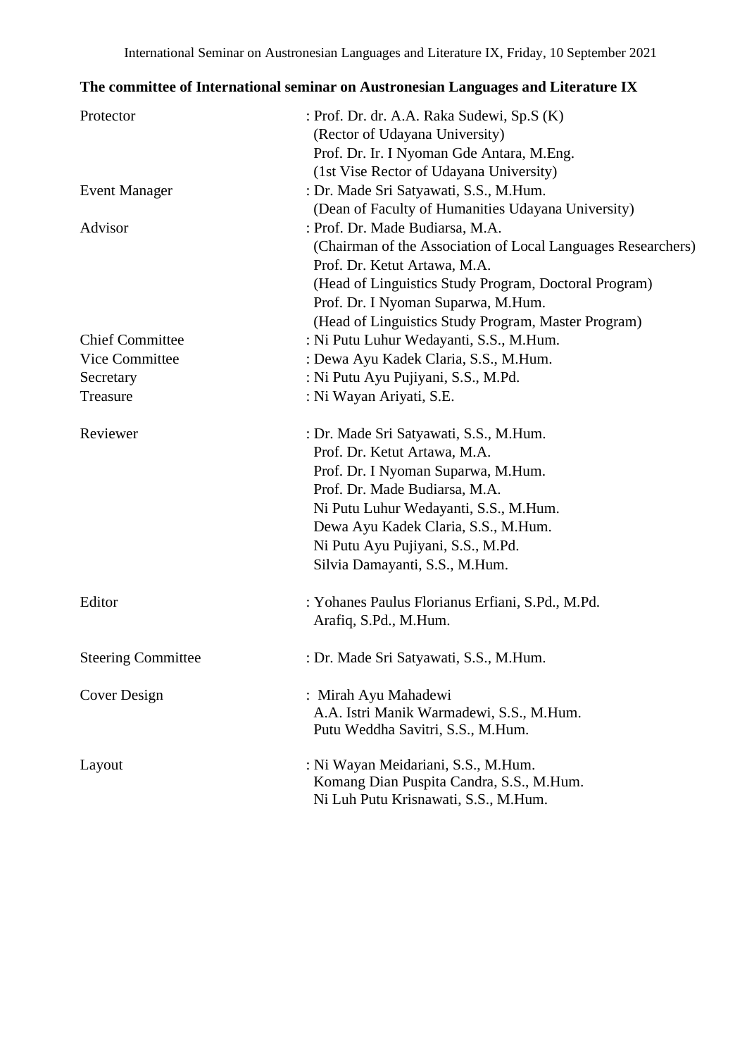## The committee of International seminar on Austronesian Languages and Literature IX

| | |
|---|---|
| Protector | : Prof. Dr. dr. A.A. Raka Sudewi, Sp.S (K) (Rector of Udayana University)<br>Prof. Dr. Ir. I Nyoman Gde Antara, M.Eng. (1st Vise Rector of Udayana University) |
| Event Manager | : Dr. Made Sri Satyawati, S.S., M.Hum. (Dean of Faculty of Humanities Udayana University) |
| Advisor | : Prof. Dr. Made Budiarsa, M.A. (Chairman of the Association of Local Languages Researchers)<br>Prof. Dr. Ketut Artawa, M.A. (Head of Linguistics Study Program, Doctoral Program)<br>Prof. Dr. I Nyoman Suparwa, M.Hum. (Head of Linguistics Study Program, Master Program) |
| Chief Committee | : Ni Putu Luhur Wedayanti, S.S., M.Hum. |
| Vice Committee | : Dewa Ayu Kadek Claria, S.S., M.Hum. |
| Secretary | : Ni Putu Ayu Pujiyani, S.S., M.Pd. |
| Treasure | : Ni Wayan Ariyati, S.E. |
| Reviewer | : Dr. Made Sri Satyawati, S.S., M.Hum.<br>Prof. Dr. Ketut Artawa, M.A.<br>Prof. Dr. I Nyoman Suparwa, M.Hum.<br>Prof. Dr. Made Budiarsa, M.A.<br>Ni Putu Luhur Wedayanti, S.S., M.Hum.<br>Dewa Ayu Kadek Claria, S.S., M.Hum.<br>Ni Putu Ayu Pujiyani, S.S., M.Pd.<br>Silvia Damayanti, S.S., M.Hum. |
| Editor | : Yohanes Paulus Florianus Erfiani, S.Pd., M.Pd.<br>Arafiq, S.Pd., M.Hum. |
| Steering Committee | : Dr. Made Sri Satyawati, S.S., M.Hum. |
| Cover Design | : Mirah Ayu Mahadewi<br>A.A. Istri Manik Warmadewi, S.S., M.Hum.<br>Putu Weddha Savitri, S.S., M.Hum. |
| Layout | : Ni Wayan Meidariani, S.S., M.Hum.<br>Komang Dian Puspita Candra, S.S., M.Hum.<br>Ni Luh Putu Krisnawati, S.S., M.Hum. |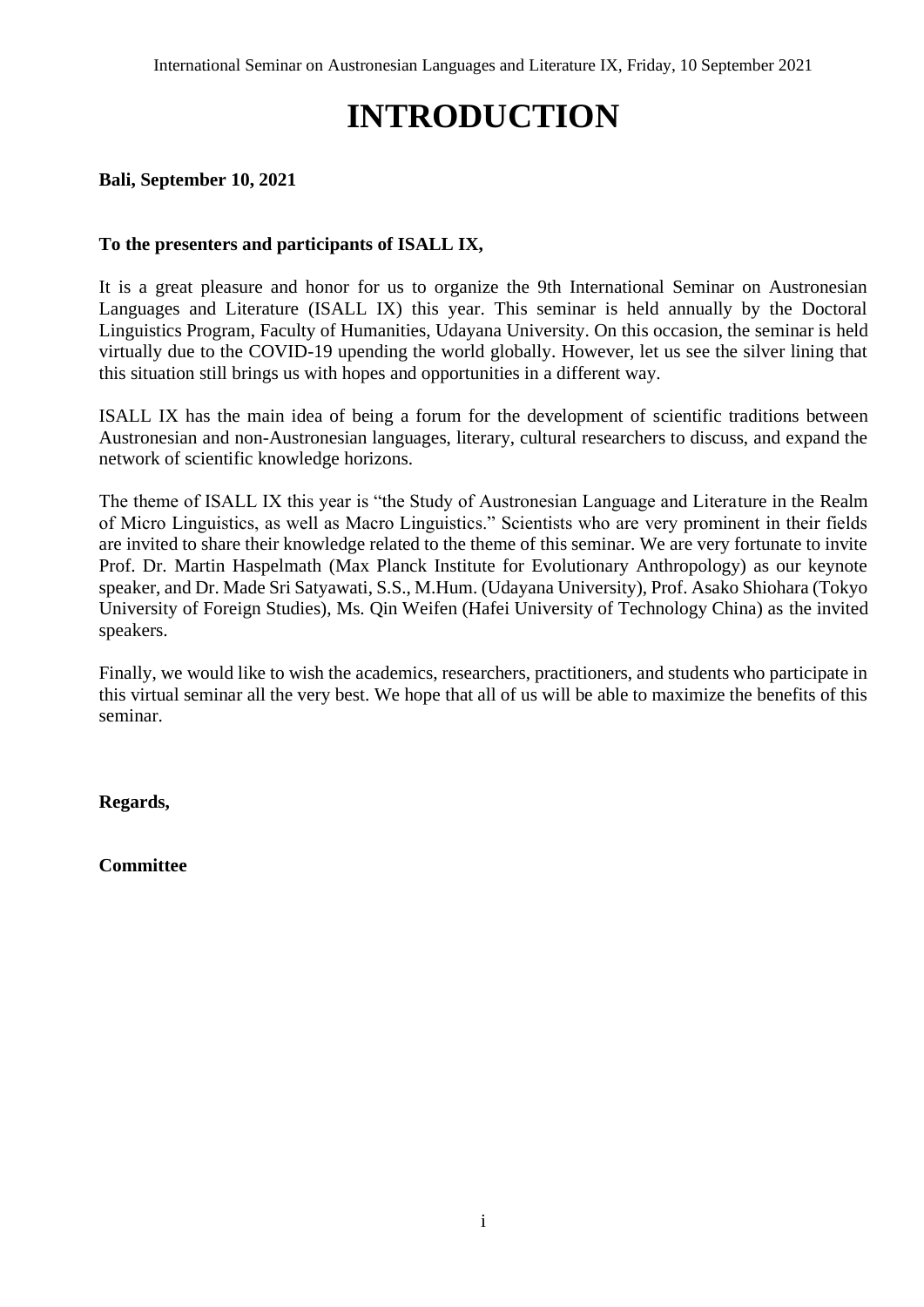# INTRODUCTION

**Bali, September 10, 2021**

**To the presenters and participants of ISALL IX,**

It is a great pleasure and honor for us to organize the 9th International Seminar on Austronesian Languages and Literature (ISALL IX) this year. This seminar is held annually by the Doctoral Linguistics Program, Faculty of Humanities, Udayana University. On this occasion, the seminar is held virtually due to the COVID-19 upending the world globally. However, let us see the silver lining that this situation still brings us with hopes and opportunities in a different way.

ISALL IX has the main idea of being a forum for the development of scientific traditions between Austronesian and non-Austronesian languages, literary, cultural researchers to discuss, and expand the network of scientific knowledge horizons.

The theme of ISALL IX this year is "the Study of Austronesian Language and Literature in the Realm of Micro Linguistics, as well as Macro Linguistics." Scientists who are very prominent in their fields are invited to share their knowledge related to the theme of this seminar. We are very fortunate to invite Prof. Dr. Martin Haspelmath (Max Planck Institute for Evolutionary Anthropology) as our keynote speaker, and Dr. Made Sri Satyawati, S.S., M.Hum. (Udayana University), Prof. Asako Shiohara (Tokyo University of Foreign Studies), Ms. Qin Weifen (Hafei University of Technology China) as the invited speakers.

Finally, we would like to wish the academics, researchers, practitioners, and students who participate in this virtual seminar all the very best. We hope that all of us will be able to maximize the benefits of this seminar.

**Regards,**

**Committee**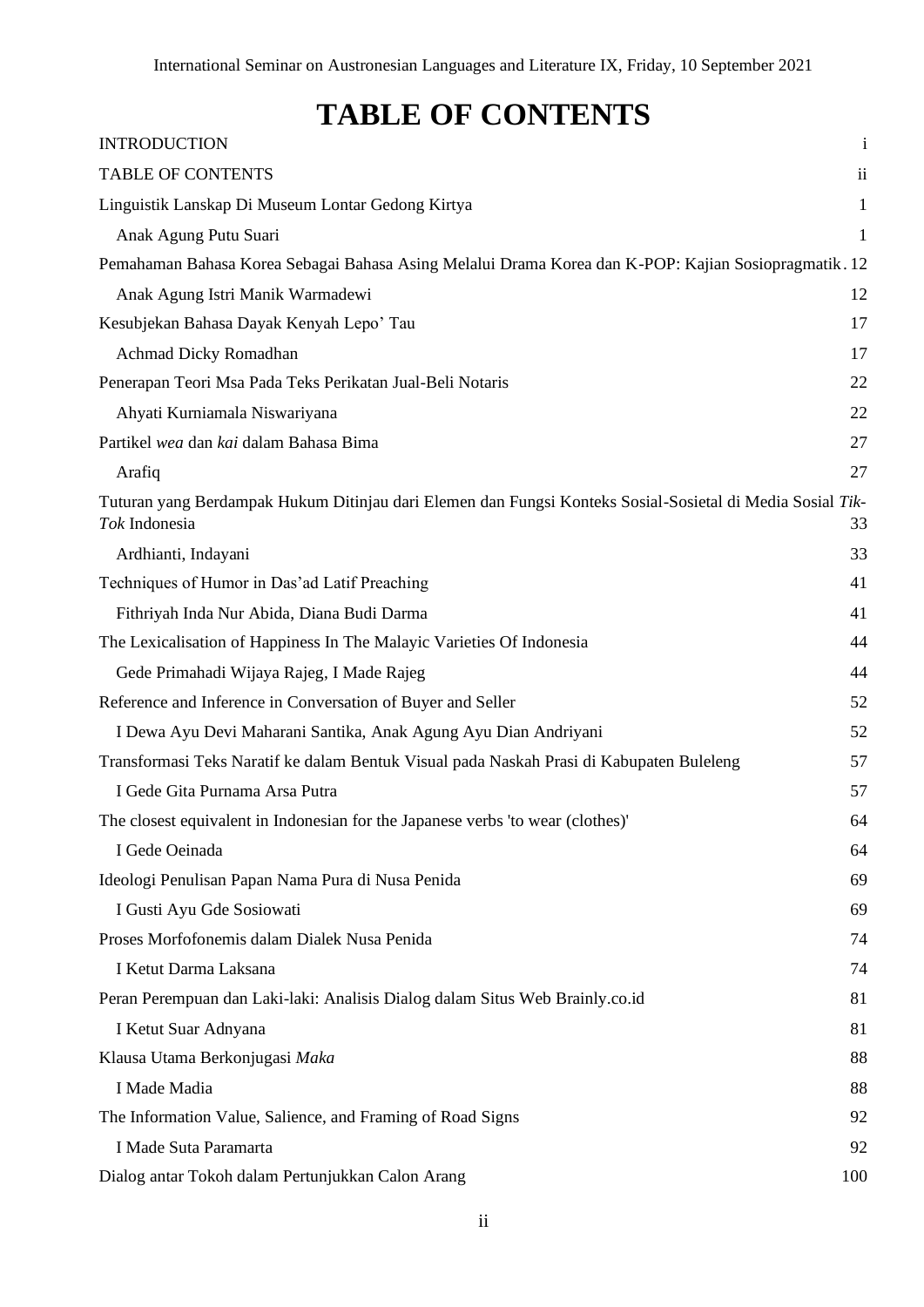# TABLE OF CONTENTS

INTRODUCTION i

TABLE OF CONTENTS ii

Linguistik Lanskap Di Museum Lontar Gedong Kirtya 1

Anak Agung Putu Suari 1

Pemahaman Bahasa Korea Sebagai Bahasa Asing Melalui Drama Korea dan K-POP: Kajian Sosiopragmatik. 12

Anak Agung Istri Manik Warmadewi 12

Kesubjekan Bahasa Dayak Kenyah Lepo' Tau 17

Achmad Dicky Romadhan 17

Penerapan Teori Msa Pada Teks Perikatan Jual-Beli Notaris 22

Ahyati Kurniamala Niswariyana 22

Partikel *wea* dan *kai* dalam Bahasa Bima 27

Arafiq 27

Tuturan yang Berdampak Hukum Ditinjau dari Elemen dan Fungsi Konteks Sosial-Sosietal di Media Sosial *Tik-Tok* Indonesia 33

Ardhianti, Indayani 33

Techniques of Humor in Das'ad Latif Preaching 41

Fithriyah Inda Nur Abida, Diana Budi Darma 41

The Lexicalisation of Happiness In The Malayic Varieties Of Indonesia 44

Gede Primahadi Wijaya Rajeg, I Made Rajeg 44

Reference and Inference in Conversation of Buyer and Seller 52

I Dewa Ayu Devi Maharani Santika, Anak Agung Ayu Dian Andriyani 52

Transformasi Teks Naratif ke dalam Bentuk Visual pada Naskah Prasi di Kabupaten Buleleng 57

I Gede Gita Purnama Arsa Putra 57

The closest equivalent in Indonesian for the Japanese verbs 'to wear (clothes)' 64

I Gede Oeinada 64

Ideologi Penulisan Papan Nama Pura di Nusa Penida 69

I Gusti Ayu Gde Sosiowati 69

Proses Morfofonemis dalam Dialek Nusa Penida 74

I Ketut Darma Laksana 74

Peran Perempuan dan Laki-laki: Analisis Dialog dalam Situs Web Brainly.co.id 81

I Ketut Suar Adnyana 81

Klausa Utama Berkonjugasi *Maka* 88

I Made Madia 88

The Information Value, Salience, and Framing of Road Signs 92

I Made Suta Paramarta 92

Dialog antar Tokoh dalam Pertunjukkan Calon Arang 100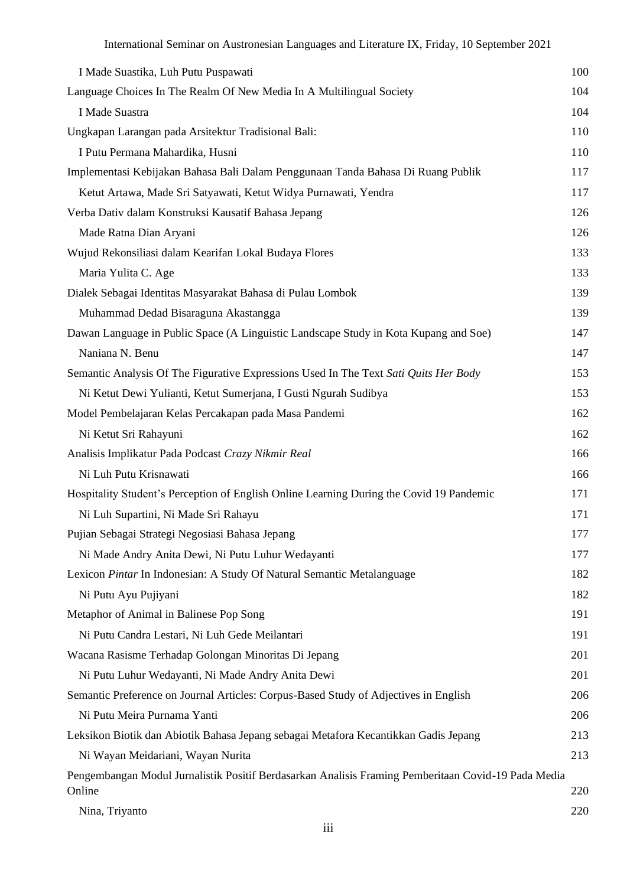| | |
|---|---|
| I Made Suastika, Luh Putu Puspawati | 100 |
| Language Choices In The Realm Of New Media In A Multilingual Society | 104 |
| I Made Suastra | 104 |
| Ungkapan Larangan pada Arsitektur Tradisional Bali: | 110 |
| I Putu Permana Mahardika, Husni | 110 |
| Implementasi Kebijakan Bahasa Bali Dalam Penggunaan Tanda Bahasa Di Ruang Publik | 117 |
| Ketut Artawa, Made Sri Satyawati, Ketut Widya Purnawati, Yendra | 117 |
| Verba Dativ dalam Konstruksi Kausatif Bahasa Jepang | 126 |
| Made Ratna Dian Aryani | 126 |
| Wujud Rekonsiliasi dalam Kearifan Lokal Budaya Flores | 133 |
| Maria Yulita C. Age | 133 |
| Dialek Sebagai Identitas Masyarakat Bahasa di Pulau Lombok | 139 |
| Muhammad Dedad Bisaraguna Akastangga | 139 |
| Dawan Language in Public Space (A Linguistic Landscape Study in Kota Kupang and Soe) | 147 |
| Naniana N. Benu | 147 |
| Semantic Analysis Of The Figurative Expressions Used In The Text *Sati Quits Her Body* | 153 |
| Ni Ketut Dewi Yulianti, Ketut Sumerjana, I Gusti Ngurah Sudibya | 153 |
| Model Pembelajaran Kelas Percakapan pada Masa Pandemi | 162 |
| Ni Ketut Sri Rahayuni | 162 |
| Analisis Implikatur Pada Podcast *Crazy Nikmir Real* | 166 |
| Ni Luh Putu Krisnawati | 166 |
| Hospitality Student's Perception of English Online Learning During the Covid 19 Pandemic | 171 |
| Ni Luh Supartini, Ni Made Sri Rahayu | 171 |
| Pujian Sebagai Strategi Negosiasi Bahasa Jepang | 177 |
| Ni Made Andry Anita Dewi, Ni Putu Luhur Wedayanti | 177 |
| Lexicon *Pintar* In Indonesian: A Study Of Natural Semantic Metalanguage | 182 |
| Ni Putu Ayu Pujiyani | 182 |
| Metaphor of Animal in Balinese Pop Song | 191 |
| Ni Putu Candra Lestari, Ni Luh Gede Meilantari | 191 |
| Wacana Rasisme Terhadap Golongan Minoritas Di Jepang | 201 |
| Ni Putu Luhur Wedayanti, Ni Made Andry Anita Dewi | 201 |
| Semantic Preference on Journal Articles: Corpus-Based Study of Adjectives in English | 206 |
| Ni Putu Meira Purnama Yanti | 206 |
| Leksikon Biotik dan Abiotik Bahasa Jepang sebagai Metafora Kecantikkan Gadis Jepang | 213 |
| Ni Wayan Meidariani, Wayan Nurita | 213 |
| Pengembangan Modul Jurnalistik Positif Berdasarkan Analisis Framing Pemberitaan Covid-19 Pada Media Online | 220 |
| Nina, Triyanto | 220 |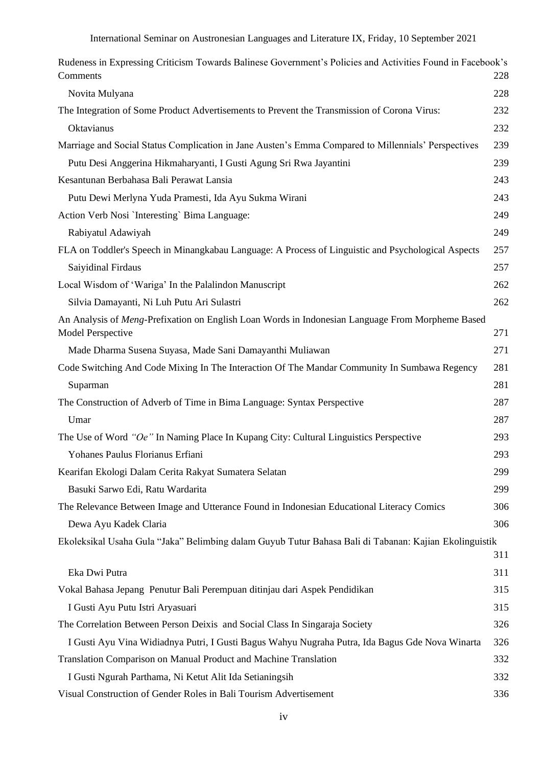Rudeness in Expressing Criticism Towards Balinese Government's Policies and Activities Found in Facebook's Comments 228

Novita Mulyana 228

The Integration of Some Product Advertisements to Prevent the Transmission of Corona Virus: 232

Oktavianus 232

Marriage and Social Status Complication in Jane Austen's Emma Compared to Millennials' Perspectives 239

Putu Desi Anggerina Hikmaharyanti, I Gusti Agung Sri Rwa Jayantini 239

Kesantunan Berbahasa Bali Perawat Lansia 243

Putu Dewi Merlyna Yuda Pramesti, Ida Ayu Sukma Wirani 243

Action Verb Nosi `Interesting` Bima Language: 249

Rabiyatul Adawiyah 249

FLA on Toddler's Speech in Minangkabau Language: A Process of Linguistic and Psychological Aspects 257

Saiyidinal Firdaus 257

Local Wisdom of 'Wariga' In the Palalindon Manuscript 262

Silvia Damayanti, Ni Luh Putu Ari Sulastri 262

An Analysis of *Meng*-Prefixation on English Loan Words in Indonesian Language From Morpheme Based Model Perspective 271

Made Dharma Susena Suyasa, Made Sani Damayanthi Muliawan 271

Code Switching And Code Mixing In The Interaction Of The Mandar Community In Sumbawa Regency 281

Suparman 281

The Construction of Adverb of Time in Bima Language: Syntax Perspective 287

Umar 287

The Use of Word *"Oe"* In Naming Place In Kupang City: Cultural Linguistics Perspective 293

Yohanes Paulus Florianus Erfiani 293

Kearifan Ekologi Dalam Cerita Rakyat Sumatera Selatan 299

Basuki Sarwo Edi, Ratu Wardarita 299

The Relevance Between Image and Utterance Found in Indonesian Educational Literacy Comics 306

Dewa Ayu Kadek Claria 306

Ekoleksikal Usaha Gula "Jaka" Belimbing dalam Guyub Tutur Bahasa Bali di Tabanan: Kajian Ekolinguistik 311

Eka Dwi Putra 311

Vokal Bahasa Jepang Penutur Bali Perempuan ditinjau dari Aspek Pendidikan 315

I Gusti Ayu Putu Istri Aryasuari 315

The Correlation Between Person Deixis and Social Class In Singaraja Society 326

I Gusti Ayu Vina Widiadnya Putri, I Gusti Bagus Wahyu Nugraha Putra, Ida Bagus Gde Nova Winarta 326

Translation Comparison on Manual Product and Machine Translation 332

I Gusti Ngurah Parthama, Ni Ketut Alit Ida Setianingsih 332

Visual Construction of Gender Roles in Bali Tourism Advertisement 336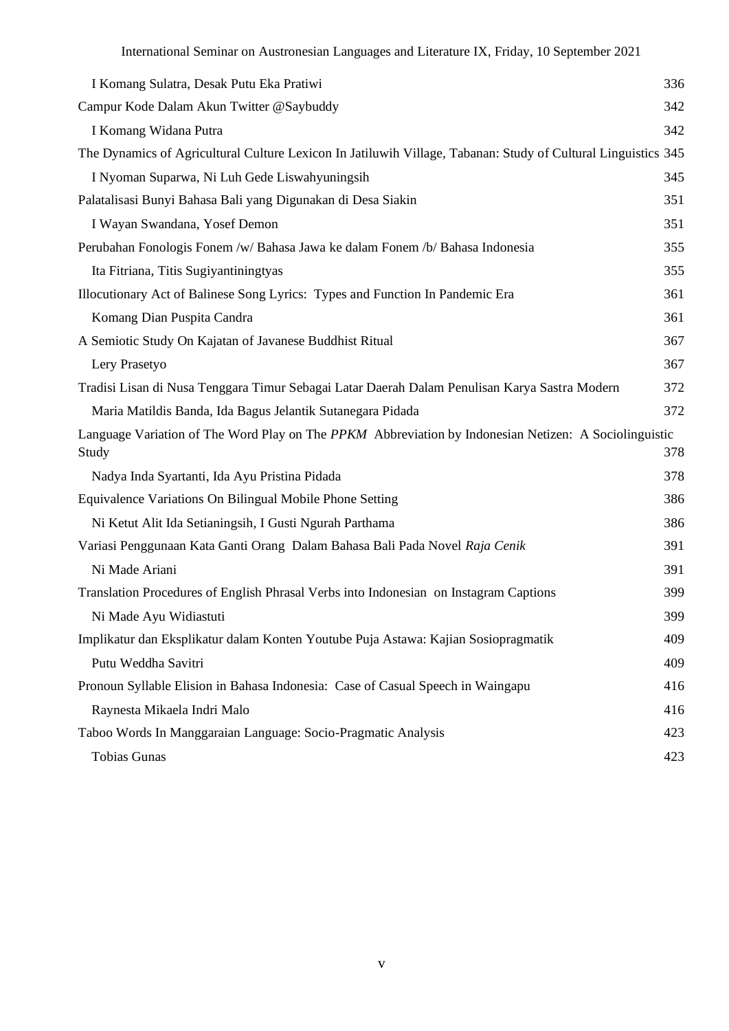I Komang Sulatra, Desak Putu Eka Pratiwi 336

Campur Kode Dalam Akun Twitter @Saybuddy 342

I Komang Widana Putra 342

The Dynamics of Agricultural Culture Lexicon In Jatiluwih Village, Tabanan: Study of Cultural Linguistics 345

I Nyoman Suparwa, Ni Luh Gede Liswahyuningsih 345

Palatalisasi Bunyi Bahasa Bali yang Digunakan di Desa Siakin 351

I Wayan Swandana, Yosef Demon 351

Perubahan Fonologis Fonem /w/ Bahasa Jawa ke dalam Fonem /b/ Bahasa Indonesia 355

Ita Fitriana, Titis Sugiyantiningtyas 355

Illocutionary Act of Balinese Song Lyrics: Types and Function In Pandemic Era 361

Komang Dian Puspita Candra 361

A Semiotic Study On Kajatan of Javanese Buddhist Ritual 367

Lery Prasetyo 367

Tradisi Lisan di Nusa Tenggara Timur Sebagai Latar Daerah Dalam Penulisan Karya Sastra Modern 372

Maria Matildis Banda, Ida Bagus Jelantik Sutanegara Pidada 372

Language Variation of The Word Play on The *PPKM* Abbreviation by Indonesian Netizen: A Sociolinguistic Study 378

Nadya Inda Syartanti, Ida Ayu Pristina Pidada 378

Equivalence Variations On Bilingual Mobile Phone Setting 386

Ni Ketut Alit Ida Setianingsih, I Gusti Ngurah Parthama 386

Variasi Penggunaan Kata Ganti Orang Dalam Bahasa Bali Pada Novel *Raja Cenik* 391

Ni Made Ariani 391

Translation Procedures of English Phrasal Verbs into Indonesian on Instagram Captions 399

Ni Made Ayu Widiastuti 399

Implikatur dan Eksplikatur dalam Konten Youtube Puja Astawa: Kajian Sosiopragmatik 409

Putu Weddha Savitri 409

Pronoun Syllable Elision in Bahasa Indonesia: Case of Casual Speech in Waingapu 416

Raynesta Mikaela Indri Malo 416

Taboo Words In Manggaraian Language: Socio-Pragmatic Analysis 423

Tobias Gunas 423